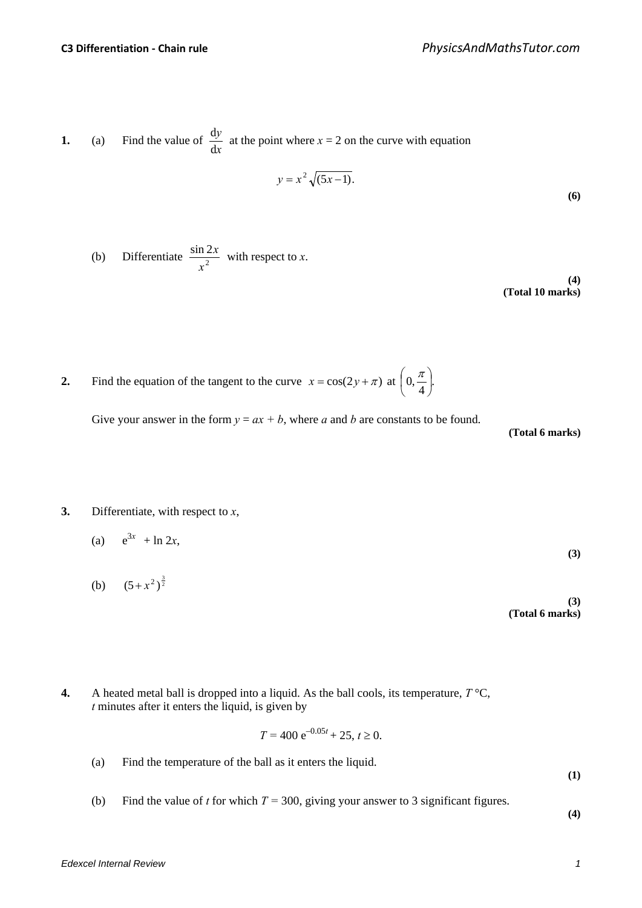**1.** (a) Find the value of $\frac{dy}{dx}$ at the point where $x = 2$ on the curve with equation

$$y = x^2\sqrt{(5x - 1)}.$$

**(6)**

(b) Differentiate $\frac{\sin 2x}{x^2}$ with respect to $x$.

**(4)**
**(Total 10 marks)**

**2.** Find the equation of the tangent to the curve $x = \cos(2y + \pi)$ at $\left(0, \frac{\pi}{4}\right)$.

Give your answer in the form $y = ax + b$, where $a$ and $b$ are constants to be found.

**(Total 6 marks)**

**3.** Differentiate, with respect to $x$,

(a) $e^{3x} + \ln 2x$,

**(3)**

(b) $(5 + x^2)^{\frac{3}{2}}$

**(3)**
**(Total 6 marks)**

**4.** A heated metal ball is dropped into a liquid. As the ball cools, its temperature, $T$ °C, $t$ minutes after it enters the liquid, is given by

$$T = 400\, e^{-0.05t} + 25, \; t \geq 0.$$

(a) Find the temperature of the ball as it enters the liquid.

**(1)**

(b) Find the value of $t$ for which $T = 300$, giving your answer to 3 significant figures.

**(4)**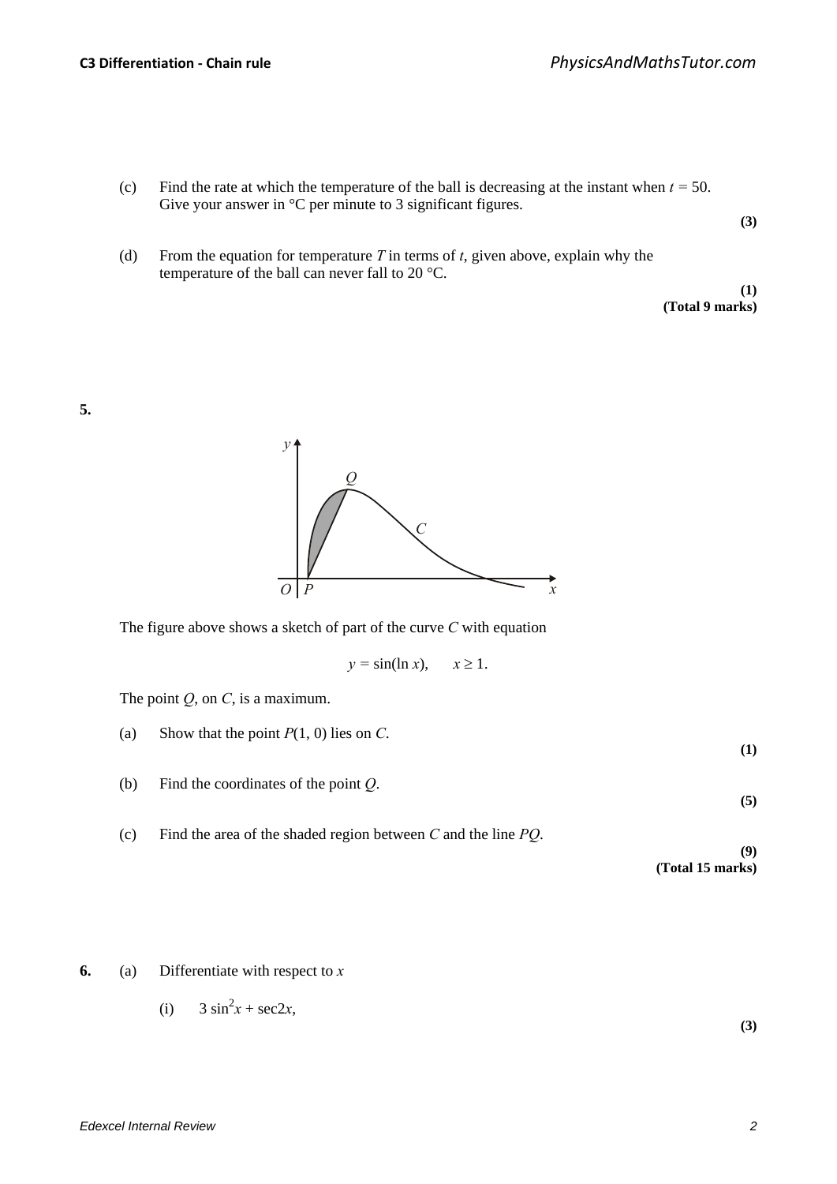(c) Find the rate at which the temperature of the ball is decreasing at the instant when $t = 50$. Give your answer in °C per minute to 3 significant figures.

**(3)**

(d) From the equation for temperature $T$ in terms of $t$, given above, explain why the temperature of the ball can never fall to 20 °C.

**(1)**
**(Total 9 marks)**

**5.**

The figure above shows a sketch of part of the curve $C$ with equation

$$y = \sin(\ln x), \qquad x \geq 1.$$

The point $Q$, on $C$, is a maximum.

(a) Show that the point $P(1, 0)$ lies on $C$.

**(1)**

(b) Find the coordinates of the point $Q$.

**(5)**

(c) Find the area of the shaded region between $C$ and the line $PQ$.

**(9)**
**(Total 15 marks)**

**6.** (a) Differentiate with respect to $x$

(i) $3 \sin^2 x + \sec 2x$,

**(3)**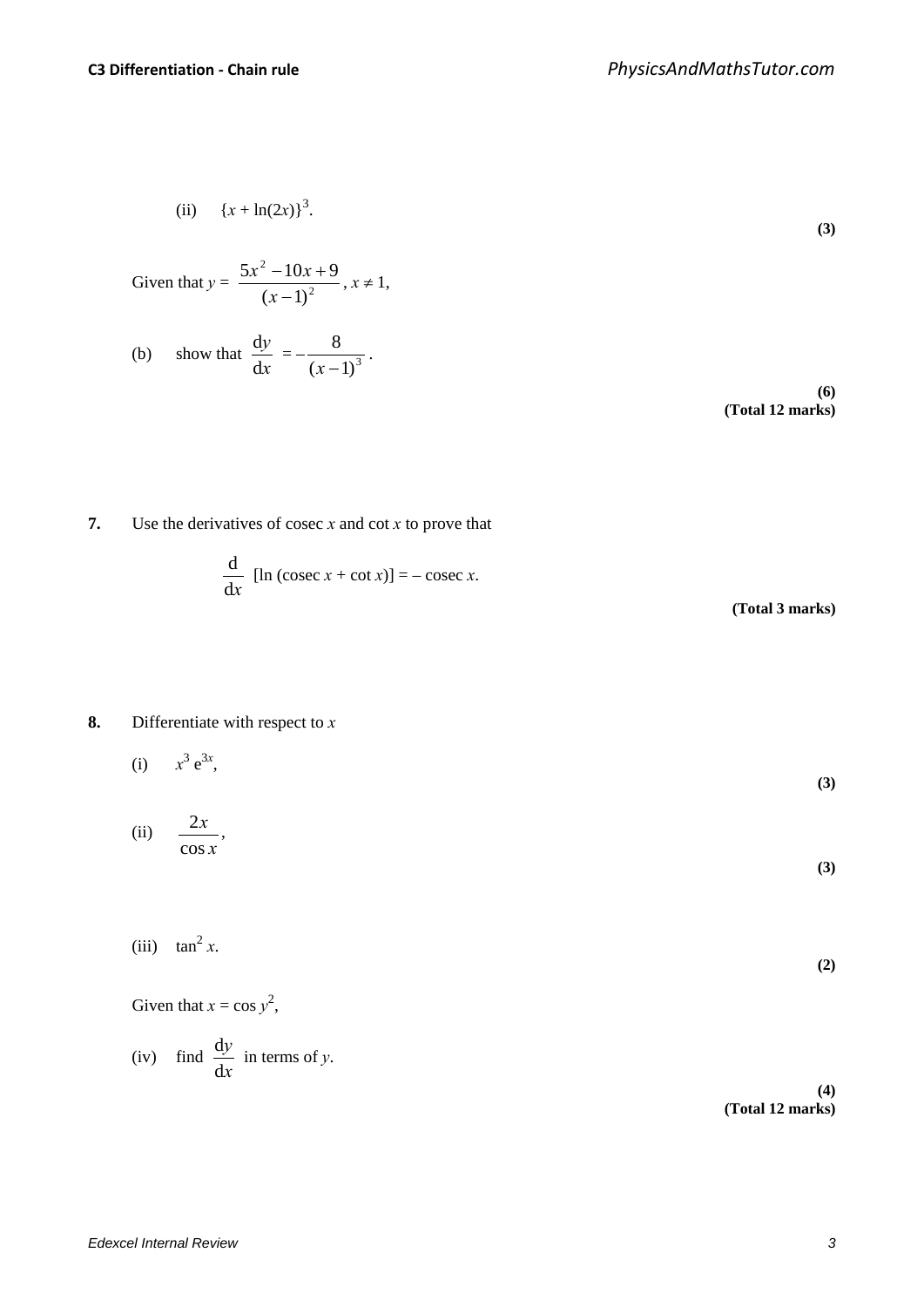(ii) $\{x + \ln(2x)\}^3$.

**(3)**

Given that $y = \dfrac{5x^2 - 10x + 9}{(x-1)^2}$, $x \neq 1$,

(b) show that $\dfrac{\mathrm{d}y}{\mathrm{d}x} = -\dfrac{8}{(x-1)^3}$.

**(6)**
**(Total 12 marks)**

**7.** Use the derivatives of cosec $x$ and cot $x$ to prove that

$$\frac{\mathrm{d}}{\mathrm{d}x}\ [\ln(\operatorname{cosec} x + \cot x)] = -\operatorname{cosec} x.$$

**(Total 3 marks)**

**8.** Differentiate with respect to $x$

(i) $x^3\,\mathrm{e}^{3x}$,

**(3)**

(ii) $\dfrac{2x}{\cos x}$,

**(3)**

(iii) $\tan^2 x$.

**(2)**

Given that $x = \cos y^2$,

(iv) find $\dfrac{\mathrm{d}y}{\mathrm{d}x}$ in terms of $y$.

**(4)**
**(Total 12 marks)**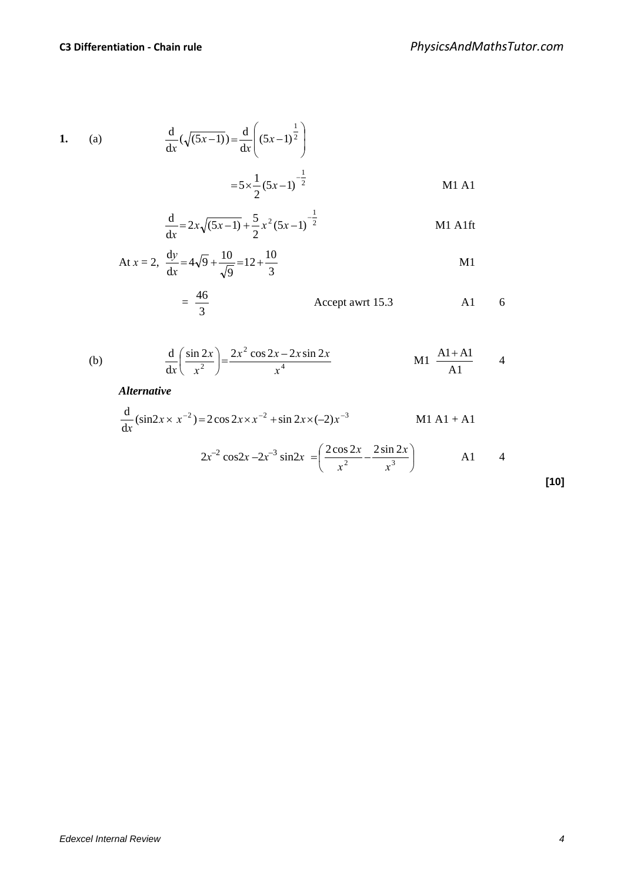**1.** (a)

$$\frac{\mathrm{d}}{\mathrm{d}x}(\sqrt{(5x-1)}) = \frac{\mathrm{d}}{\mathrm{d}x}\left((5x-1)^{\frac{1}{2}}\right)$$

$$= 5 \times \frac{1}{2}(5x-1)^{-\frac{1}{2}}$$ M1 A1

$$\frac{\mathrm{d}}{\mathrm{d}x} = 2x\sqrt{(5x-1)} + \frac{5}{2}x^2(5x-1)^{-\frac{1}{2}}$$ M1 A1ft

At $x = 2$, $\frac{\mathrm{d}y}{\mathrm{d}x} = 4\sqrt{9} + \frac{10}{\sqrt{9}} = 12 + \frac{10}{3}$ M1

$$= \frac{46}{3}$$ Accept awrt 15.3 A1 6

(b)

$$\frac{\mathrm{d}}{\mathrm{d}x}\left(\frac{\sin 2x}{x^2}\right) = \frac{2x^2 \cos 2x - 2x \sin 2x}{x^4}$$ M1 $\frac{\text{A1+A1}}{\text{A1}}$ 4

***Alternative***

$$\frac{\mathrm{d}}{\mathrm{d}x}(\sin 2x \times x^{-2}) = 2\cos 2x \times x^{-2} + \sin 2x \times (-2)x^{-3}$$ M1 A1 + A1

$$2x^{-2}\cos 2x - 2x^{-3}\sin 2x = \left(\frac{2\cos 2x}{x^2} - \frac{2\sin 2x}{x^3}\right)$$ A1 4

**[10]**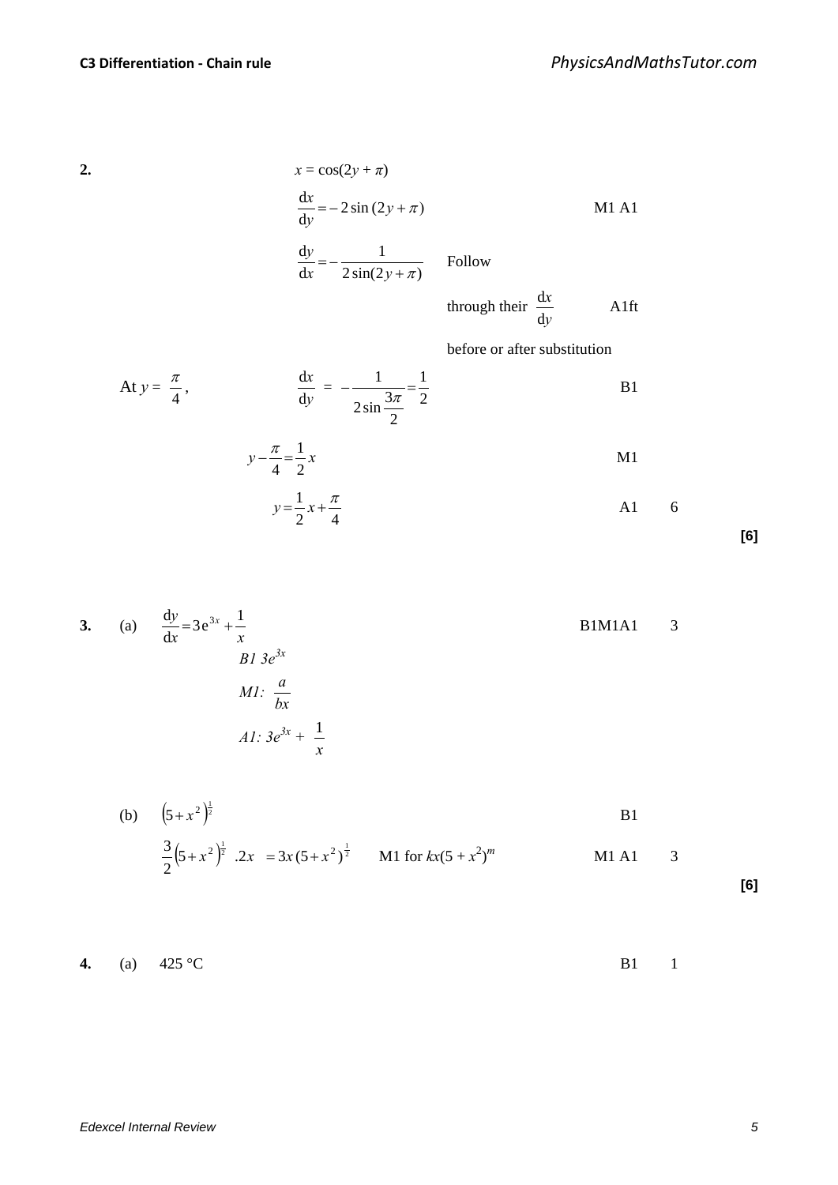**2.** $x = \cos(2y + \pi)$

$\dfrac{dx}{dy} = -2\sin(2y + \pi)$ M1 A1

$\dfrac{dy}{dx} = -\dfrac{1}{2\sin(2y + \pi)}$ Follow through their $\dfrac{dx}{dy}$ before or after substitution A1ft

At $y = \dfrac{\pi}{4}$, $\dfrac{dx}{dy} = -\dfrac{1}{2\sin\dfrac{3\pi}{2}} = \dfrac{1}{2}$ B1

$y - \dfrac{\pi}{4} = \dfrac{1}{2}x$ M1

$y = \dfrac{1}{2}x + \dfrac{\pi}{4}$ A1 6

**[6]**

**3.** (a) $\dfrac{dy}{dx} = 3e^{3x} + \dfrac{1}{x}$ B1M1A1 3

*B1* $3e^{3x}$

*M1:* $\dfrac{a}{bx}$

*A1:* $3e^{3x} + \dfrac{1}{x}$

(b) $\left(5 + x^2\right)^{\frac{1}{2}}$ B1

$\dfrac{3}{2}\left(5 + x^2\right)^{\frac{1}{2}} .2x = 3x(5 + x^2)^{\frac{1}{2}}$ M1 for $kx(5 + x^2)^m$ M1 A1 3

**[6]**

**4.** (a) 425 °C B1 1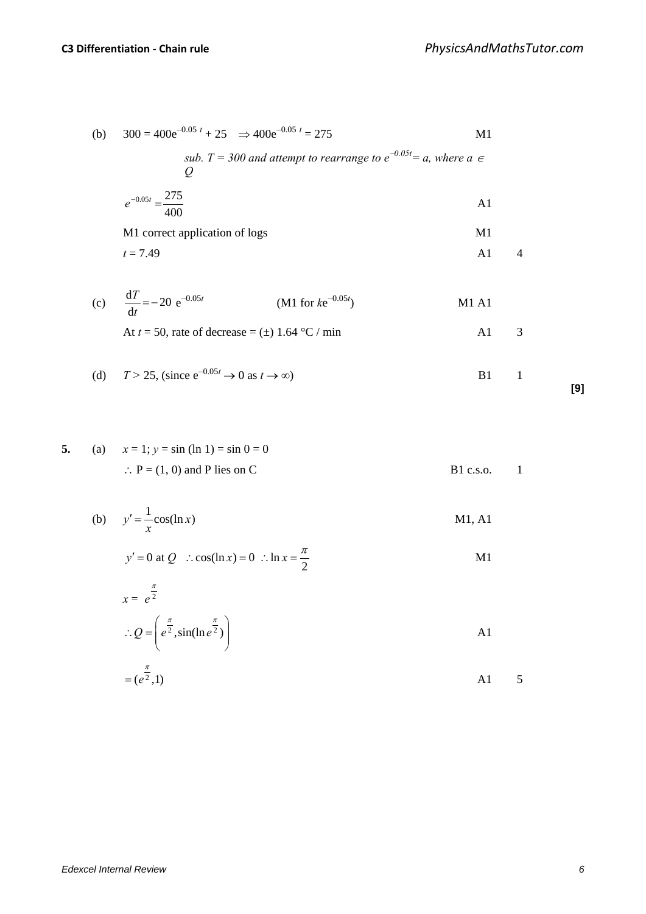(b) $300 = 400e^{-0.05\,t} + 25 \quad \Rightarrow 400e^{-0.05\,t} = 275$ M1

*sub. T = 300 and attempt to rearrange to $e^{-0.05t} = a$, where $a \in Q$*

$e^{-0.05t} = \dfrac{275}{400}$ A1

M1 correct application of logs M1

$t = 7.49$ A1 4

(c) $\dfrac{dT}{dt} = -20\ e^{-0.05t}$ (M1 for $ke^{-0.05t}$) M1 A1

At $t = 50$, rate of decrease = (±) 1.64 °C / min A1 3

(d) $T > 25$, (since $e^{-0.05t} \to 0$ as $t \to \infty$) B1 1

**[9]**

**5.** (a) $x = 1$; $y = \sin(\ln 1) = \sin 0 = 0$

$\therefore$ P = (1, 0) and P lies on C B1 c.s.o. 1

(b) $y' = \dfrac{1}{x}\cos(\ln x)$ M1, A1

$y' = 0$ at $Q \quad \therefore \cos(\ln x) = 0 \ \therefore \ln x = \dfrac{\pi}{2}$ M1

$x = e^{\frac{\pi}{2}}$

$\therefore Q = \left(e^{\frac{\pi}{2}}, \sin(\ln e^{\frac{\pi}{2}})\right)$ A1

$= (e^{\frac{\pi}{2}}, 1)$ A1 5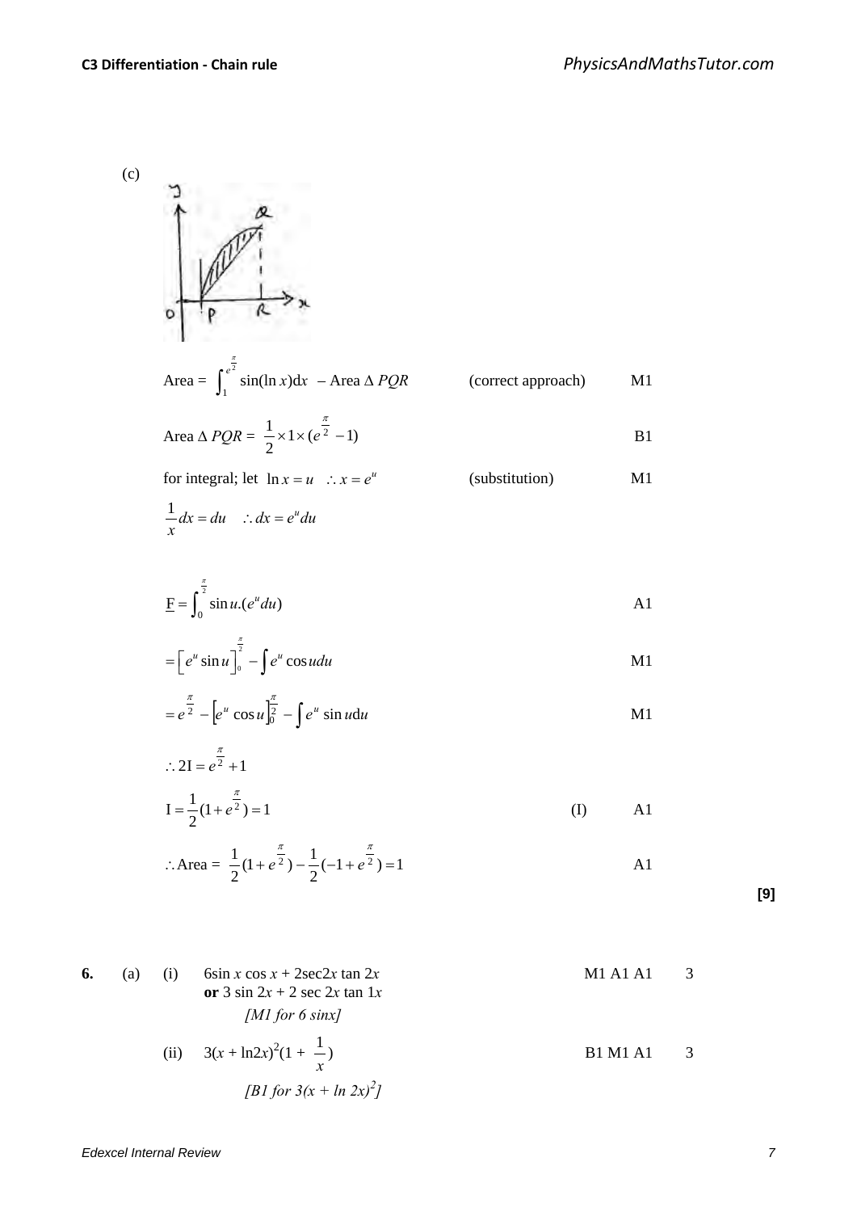(c)

Area = $\int_1^{e^{\frac{\pi}{2}}} \sin(\ln x)\mathrm{d}x$ – Area $\Delta PQR$ (correct approach) M1

Area $\Delta PQR = \frac{1}{2} \times 1 \times (e^{\frac{\pi}{2}} - 1)$ B1

for integral; let $\ln x = u \quad \therefore x = e^u$ (substitution) M1

$\frac{1}{x}dx = du \quad \therefore dx = e^u du$

$\underline{\text{F}} = \int_0^{\frac{\pi}{2}} \sin u.(e^u du)$ A1

$= \left[e^u \sin u\right]_0^{\frac{\pi}{2}} - \int e^u \cos u du$ M1

$= e^{\frac{\pi}{2}} - \left[e^u \cos u\right]_0^{\frac{\pi}{2}} - \int e^u \sin u \mathrm{d}u$ M1

$\therefore 2\text{I} = e^{\frac{\pi}{2}} + 1$

$\text{I} = \frac{1}{2}(1 + e^{\frac{\pi}{2}}) = 1$ (I) A1

$\therefore \text{Area} = \frac{1}{2}(1 + e^{\frac{\pi}{2}}) - \frac{1}{2}(-1 + e^{\frac{\pi}{2}}) = 1$ A1

**[9]**

**6.** (a) (i) $6\sin x \cos x + 2\sec 2x \tan 2x$ M1 A1 A1 3
**or** $3 \sin 2x + 2 \sec 2x \tan 1x$
*[M1 for 6 sinx]*

(ii) $3(x + \ln 2x)^2(1 + \frac{1}{x})$ B1 M1 A1 3
*[B1 for $3(x + \ln 2x)^2$]*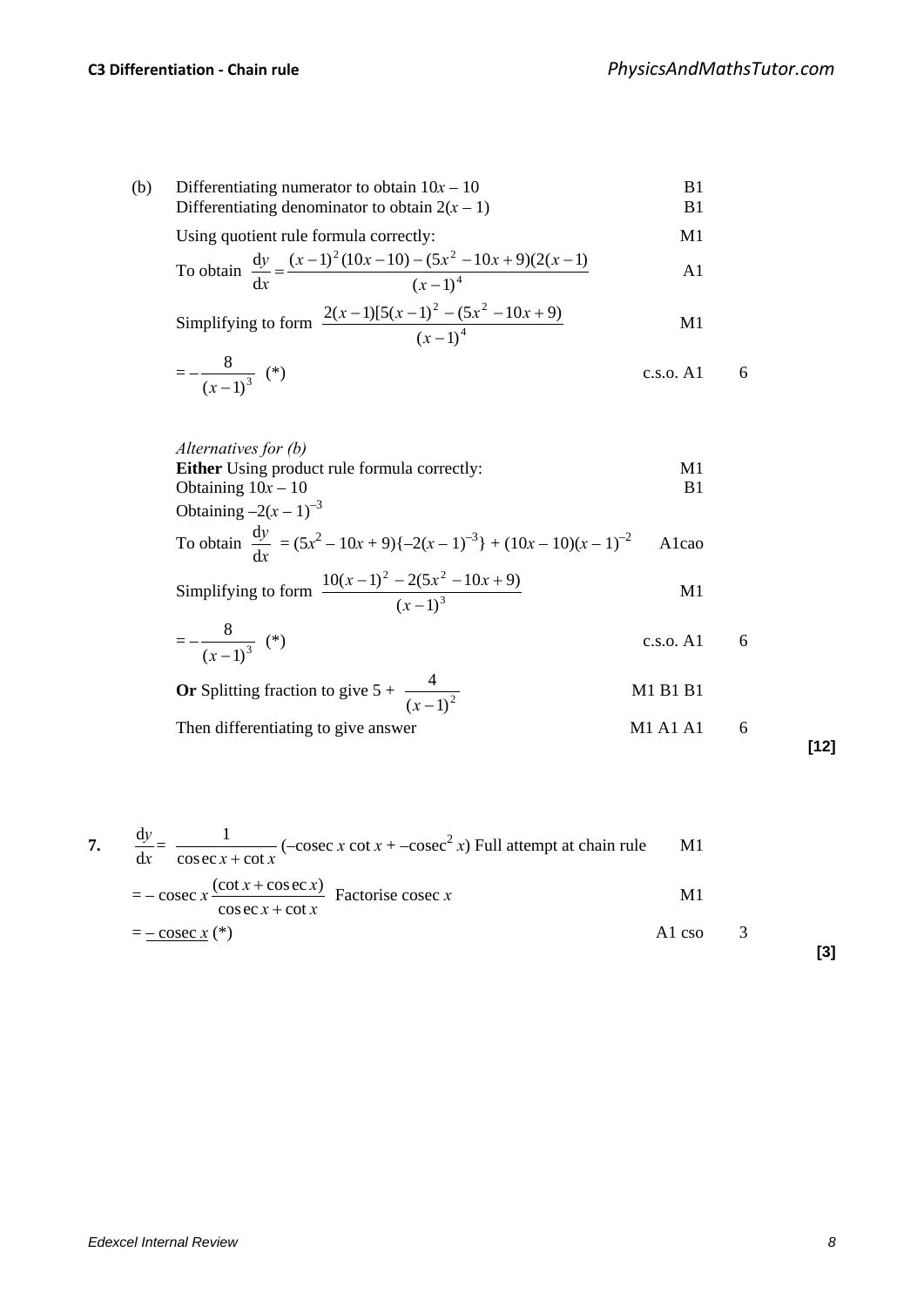(b) Differentiating numerator to obtain $10x - 10$ B1

Differentiating denominator to obtain $2(x - 1)$ B1

Using quotient rule formula correctly: M1

To obtain $\dfrac{dy}{dx} = \dfrac{(x-1)^2(10x-10) - (5x^2 - 10x + 9)(2(x-1)}{(x-1)^4}$ A1

Simplifying to form $\dfrac{2(x-1)[5(x-1)^2 - (5x^2 - 10x + 9)}{(x-1)^4}$ M1

$= -\dfrac{8}{(x-1)^3}$ (*) c.s.o. A1 6

*Alternatives for (b)*

**Either** Using product rule formula correctly: M1

Obtaining $10x - 10$ B1

Obtaining $-2(x - 1)^{-3}$

To obtain $\dfrac{dy}{dx} = (5x^2 - 10x + 9)\{-2(x - 1)^{-3}\} + (10x - 10)(x - 1)^{-2}$ A1cao

Simplifying to form $\dfrac{10(x-1)^2 - 2(5x^2 - 10x + 9)}{(x-1)^3}$ M1

$= -\dfrac{8}{(x-1)^3}$ (*) c.s.o. A1 6

**Or** Splitting fraction to give $5 + \dfrac{4}{(x-1)^2}$ M1 B1 B1

Then differentiating to give answer M1 A1 A1 6

**[12]**

7. $\dfrac{dy}{dx} = \dfrac{1}{\operatorname{cosec} x + \cot x}(-\operatorname{cosec} x \cot x + -\operatorname{cosec}^2 x)$ Full attempt at chain rule M1

$= -\operatorname{cosec} x \dfrac{(\cot x + \operatorname{cosec} x)}{\operatorname{cosec} x + \cot x}$ Factorise cosec $x$ M1

$= \underline{-\operatorname{cosec} x}$ (*) A1 cso 3

**[3]**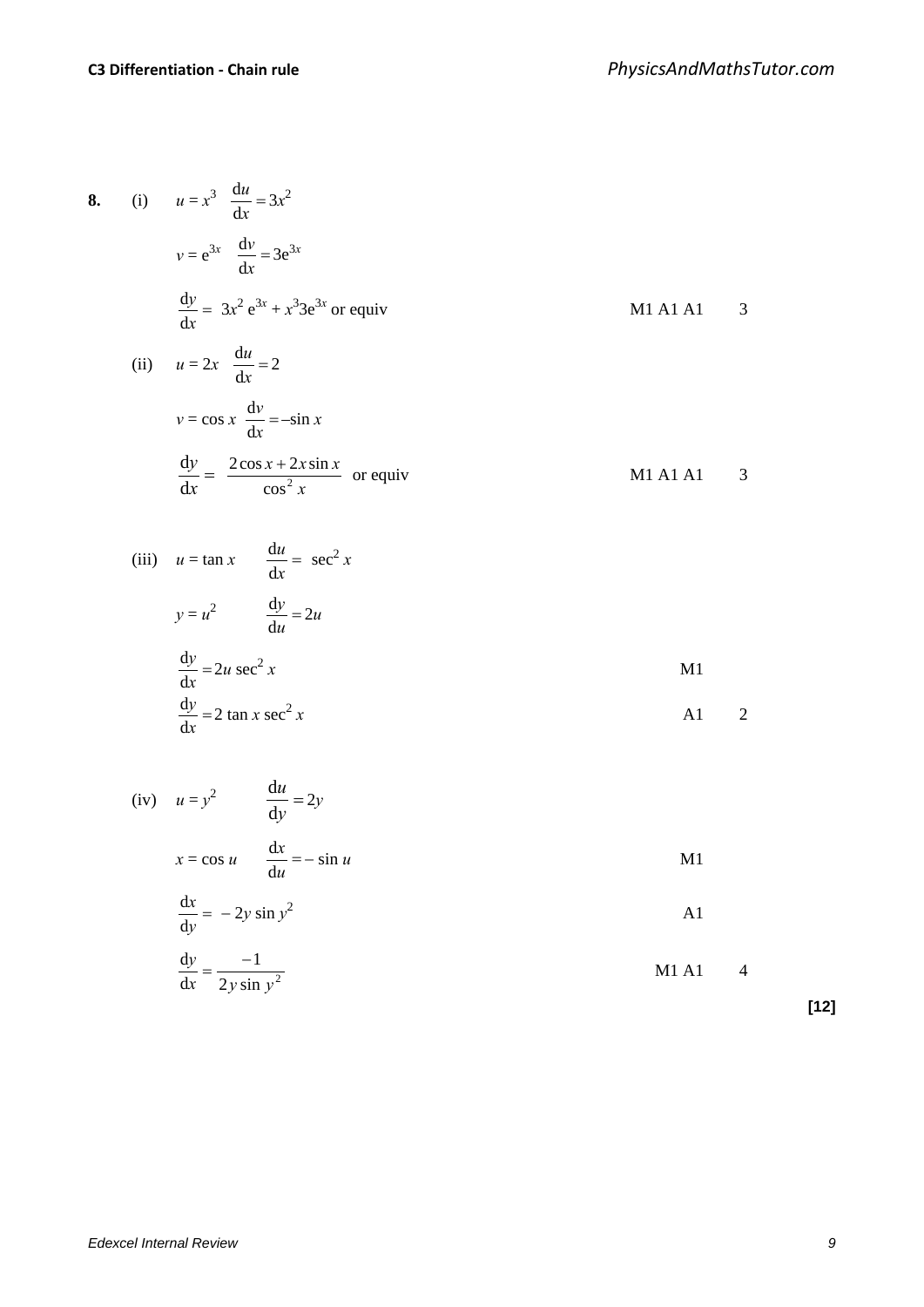**8.** (i) $u = x^3 \quad \dfrac{du}{dx} = 3x^2$

$v = e^{3x} \quad \dfrac{dv}{dx} = 3e^{3x}$

$\dfrac{dy}{dx} = 3x^2 e^{3x} + x^3 3e^{3x}$ or equiv — M1 A1 A1 — 3

(ii) $u = 2x \quad \dfrac{du}{dx} = 2$

$v = \cos x \quad \dfrac{dv}{dx} = -\sin x$

$\dfrac{dy}{dx} = \dfrac{2\cos x + 2x\sin x}{\cos^2 x}$ or equiv — M1 A1 A1 — 3

(iii) $u = \tan x \qquad \dfrac{du}{dx} = \sec^2 x$

$y = u^2 \qquad \dfrac{dy}{du} = 2u$

$\dfrac{dy}{dx} = 2u \sec^2 x$ — M1

$\dfrac{dy}{dx} = 2 \tan x \sec^2 x$ — A1 — 2

(iv) $u = y^2 \qquad \dfrac{du}{dy} = 2y$

$x = \cos u \qquad \dfrac{dx}{du} = -\sin u$ — M1

$\dfrac{dx}{dy} = -2y \sin y^2$ — A1

$\dfrac{dy}{dx} = \dfrac{-1}{2y \sin y^2}$ — M1 A1 — 4

**[12]**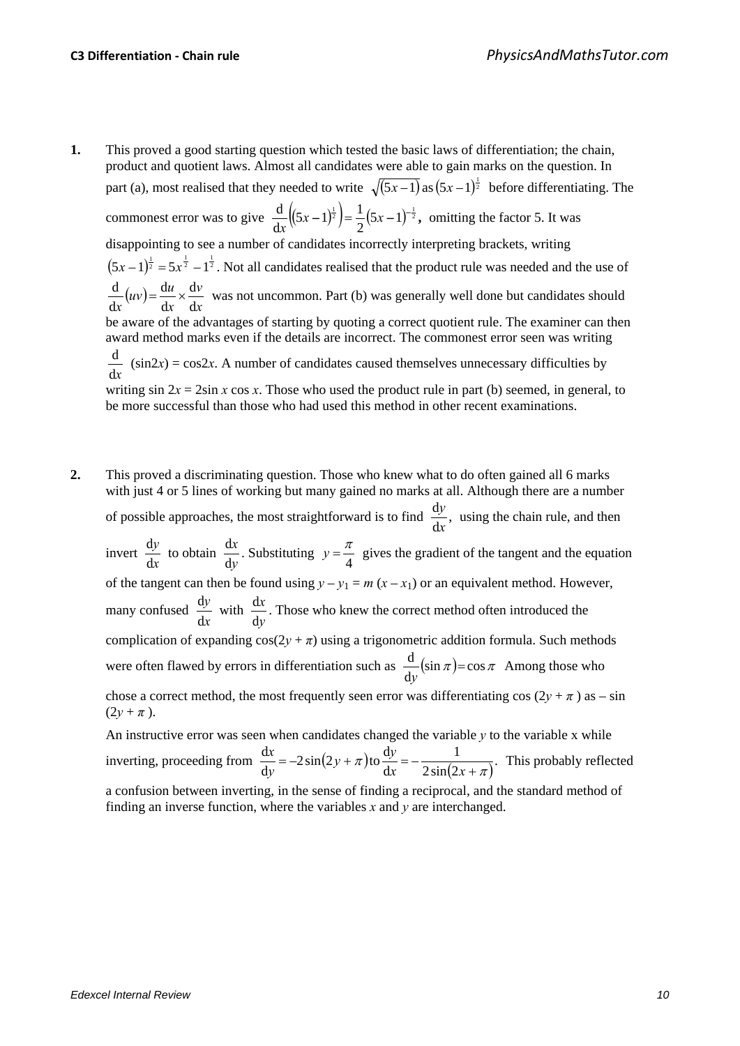1. This proved a good starting question which tested the basic laws of differentiation; the chain, product and quotient laws. Almost all candidates were able to gain marks on the question. In part (a), most realised that they needed to write $\sqrt{(5x-1)}$ as $(5x-1)^{\frac{1}{2}}$ before differentiating. The commonest error was to give $\frac{\mathrm{d}}{\mathrm{d}x}\left((5x-1)^{\frac{1}{2}}\right) = \frac{1}{2}(5x-1)^{-\frac{1}{2}}$, omitting the factor 5. It was disappointing to see a number of candidates incorrectly interpreting brackets, writing $(5x-1)^{\frac{1}{2}} = 5x^{\frac{1}{2}} - 1^{\frac{1}{2}}$. Not all candidates realised that the product rule was needed and the use of $\frac{\mathrm{d}}{\mathrm{d}x}(uv) = \frac{\mathrm{d}u}{\mathrm{d}x} \times \frac{\mathrm{d}v}{\mathrm{d}x}$ was not uncommon. Part (b) was generally well done but candidates should be aware of the advantages of starting by quoting a correct quotient rule. The examiner can then award method marks even if the details are incorrect. The commonest error seen was writing $\frac{\mathrm{d}}{\mathrm{d}x}$ $(\sin 2x) = \cos 2x$. A number of candidates caused themselves unnecessary difficulties by writing $\sin 2x = 2\sin x \cos x$. Those who used the product rule in part (b) seemed, in general, to be more successful than those who had used this method in other recent examinations.

2. This proved a discriminating question. Those who knew what to do often gained all 6 marks with just 4 or 5 lines of working but many gained no marks at all. Although there are a number of possible approaches, the most straightforward is to find $\frac{\mathrm{d}y}{\mathrm{d}x}$, using the chain rule, and then invert $\frac{\mathrm{d}y}{\mathrm{d}x}$ to obtain $\frac{\mathrm{d}x}{\mathrm{d}y}$. Substituting $y = \frac{\pi}{4}$ gives the gradient of the tangent and the equation of the tangent can then be found using $y - y_1 = m(x - x_1)$ or an equivalent method. However, many confused $\frac{\mathrm{d}y}{\mathrm{d}x}$ with $\frac{\mathrm{d}x}{\mathrm{d}y}$. Those who knew the correct method often introduced the complication of expanding $\cos(2y + \pi)$ using a trigonometric addition formula. Such methods were often flawed by errors in differentiation such as $\frac{\mathrm{d}}{\mathrm{d}y}(\sin \pi) = \cos \pi$ Among those who chose a correct method, the most frequently seen error was differentiating $\cos(2y + \pi)$ as $-\sin(2y + \pi)$.

   An instructive error was seen when candidates changed the variable $y$ to the variable x while inverting, proceeding from $\frac{\mathrm{d}x}{\mathrm{d}y} = -2\sin(2y+\pi)$ to $\frac{\mathrm{d}y}{\mathrm{d}x} = -\frac{1}{2\sin(2x+\pi)}$. This probably reflected a confusion between inverting, in the sense of finding a reciprocal, and the standard method of finding an inverse function, where the variables $x$ and $y$ are interchanged.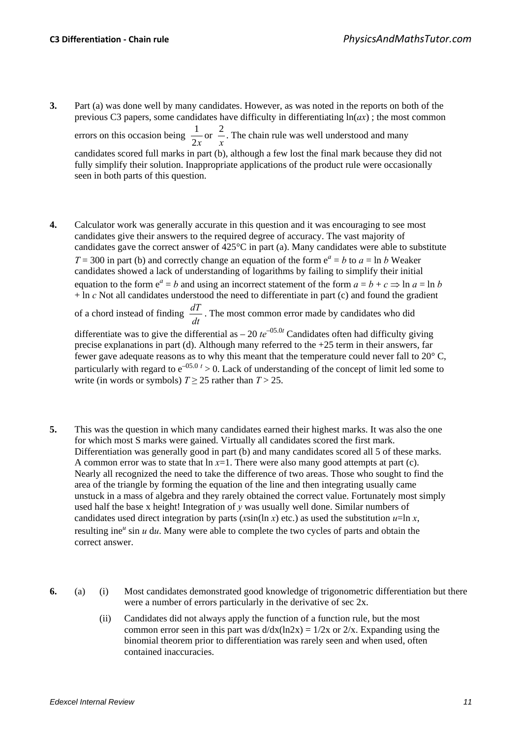3. Part (a) was done well by many candidates. However, as was noted in the reports on both of the previous C3 papers, some candidates have difficulty in differentiating $\ln(ax)$ ; the most common errors on this occasion being $\frac{1}{2x}$ or $\frac{2}{x}$. The chain rule was well understood and many candidates scored full marks in part (b), although a few lost the final mark because they did not fully simplify their solution. Inappropriate applications of the product rule were occasionally seen in both parts of this question.

4. Calculator work was generally accurate in this question and it was encouraging to see most candidates give their answers to the required degree of accuracy. The vast majority of candidates gave the correct answer of 425°C in part (a). Many candidates were able to substitute $T = 300$ in part (b) and correctly change an equation of the form $e^a = b$ to $a = \ln b$ Weaker candidates showed a lack of understanding of logarithms by failing to simplify their initial equation to the form $e^a = b$ and using an incorrect statement of the form $a = b + c \Rightarrow \ln a = \ln b + \ln c$ Not all candidates understood the need to differentiate in part (c) and found the gradient of a chord instead of finding $\frac{dT}{dt}$. The most common error made by candidates who did differentiate was to give the differential as $-20\, te^{-05.0t}$ Candidates often had difficulty giving precise explanations in part (d). Although many referred to the +25 term in their answers, far fewer gave adequate reasons as to why this meant that the temperature could never fall to 20° C, particularly with regard to $e^{-05.0\,t} > 0$. Lack of understanding of the concept of limit led some to write (in words or symbols) $T \geq 25$ rather than $T > 25$.

5. This was the question in which many candidates earned their highest marks. It was also the one for which most S marks were gained. Virtually all candidates scored the first mark. Differentiation was generally good in part (b) and many candidates scored all 5 of these marks. A common error was to state that $\ln x=1$. There were also many good attempts at part (c). Nearly all recognized the need to take the difference of two areas. Those who sought to find the area of the triangle by forming the equation of the line and then integrating usually came unstuck in a mass of algebra and they rarely obtained the correct value. Fortunately most simply used half the base x height! Integration of $y$ was usually well done. Similar numbers of candidates used direct integration by parts ($x\sin(\ln x)$ etc.) as used the substitution $u=\ln x$, resulting ine$^u \sin u \, du$. Many were able to complete the two cycles of parts and obtain the correct answer.

6. (a) (i) Most candidates demonstrated good knowledge of trigonometric differentiation but there were a number of errors particularly in the derivative of sec 2x.

   (ii) Candidates did not always apply the function of a function rule, but the most common error seen in this part was $d/dx(\ln 2x) = 1/2x$ or $2/x$. Expanding using the binomial theorem prior to differentiation was rarely seen and when used, often contained inaccuracies.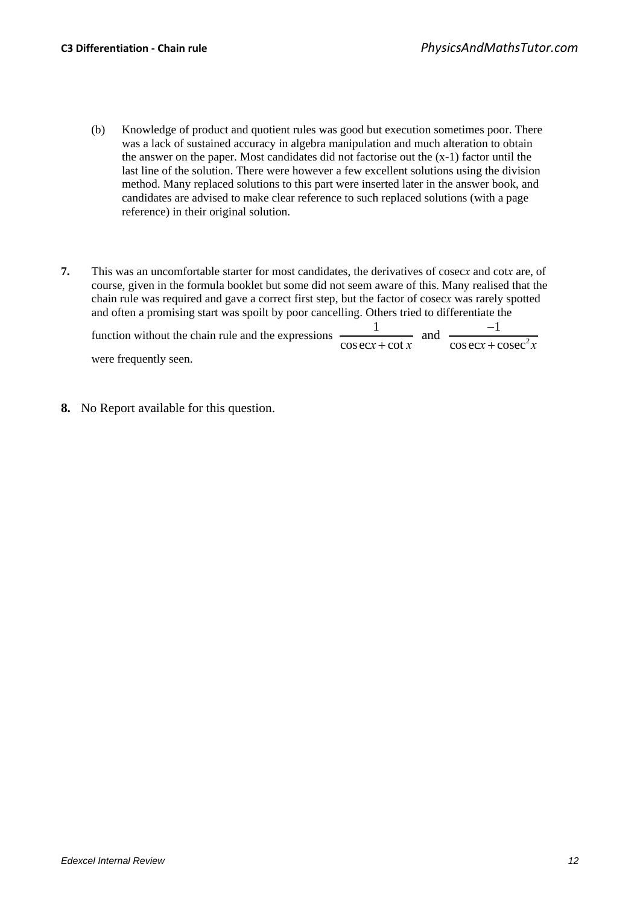(b) Knowledge of product and quotient rules was good but execution sometimes poor. There was a lack of sustained accuracy in algebra manipulation and much alteration to obtain the answer on the paper. Most candidates did not factorise out the (x-1) factor until the last line of the solution. There were however a few excellent solutions using the division method. Many replaced solutions to this part were inserted later in the answer book, and candidates are advised to make clear reference to such replaced solutions (with a page reference) in their original solution.

**7.** This was an uncomfortable starter for most candidates, the derivatives of cosec*x* and cot*x* are, of course, given in the formula booklet but some did not seem aware of this. Many realised that the chain rule was required and gave a correct first step, but the factor of cosec*x* was rarely spotted and often a promising start was spoilt by poor cancelling. Others tried to differentiate the function without the chain rule and the expressions $\dfrac{1}{\operatorname{cosec} x + \cot x}$ and $\dfrac{-1}{\operatorname{cosec} x + \operatorname{cosec}^2 x}$ were frequently seen.

**8.** No Report available for this question.